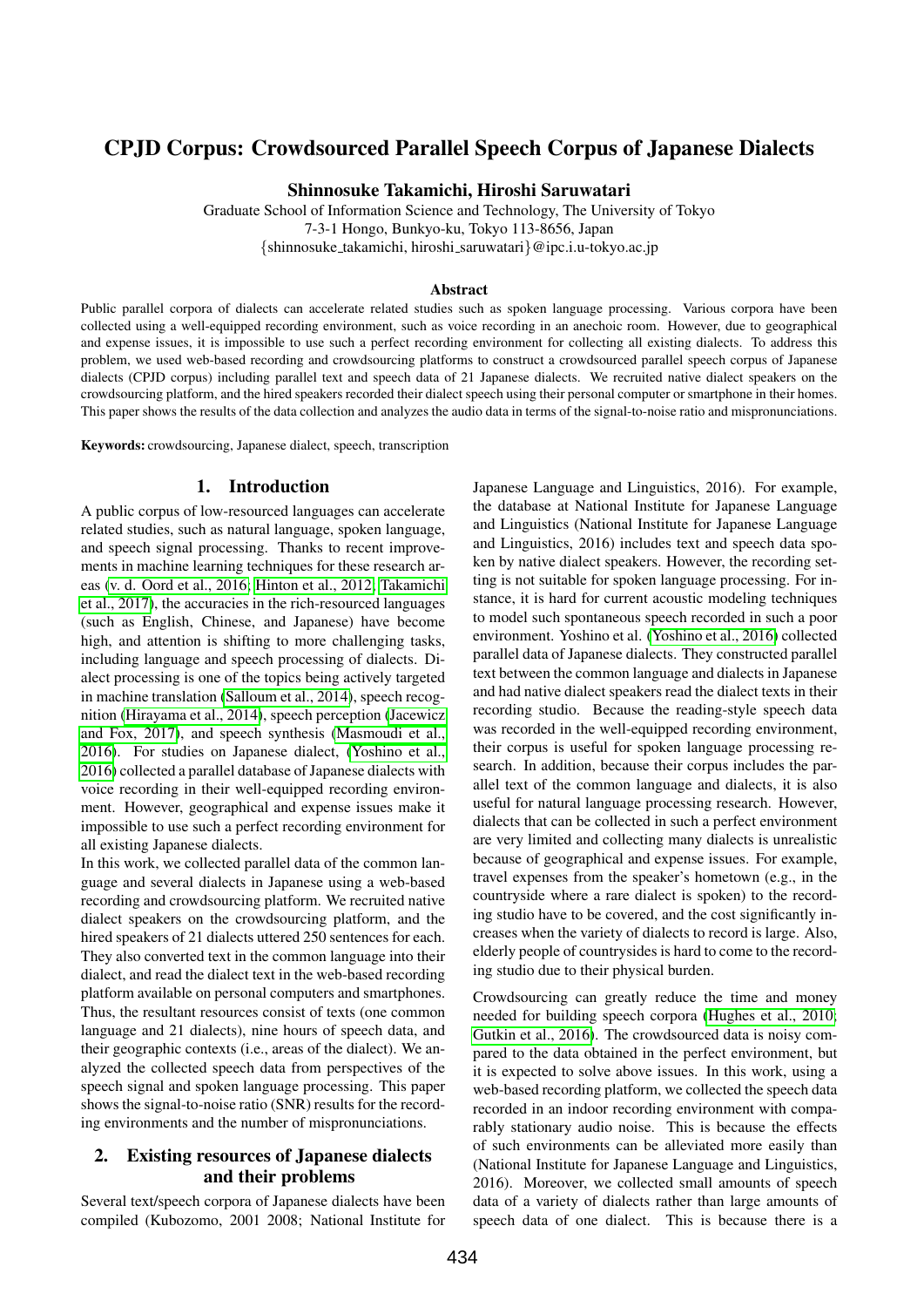# CPJD Corpus: Crowdsourced Parallel Speech Corpus of Japanese Dialects

**Shinnosuke Takamichi, Hiroshi Saruwatari**

Graduate School of Information Science and Technology, The University of Tokyo
7-3-1 Hongo, Bunkyo-ku, Tokyo 113-8656, Japan
{shinnosuke_takamichi, hiroshi_saruwatari}@ipc.i.u-tokyo.ac.jp

### Abstract

Public parallel corpora of dialects can accelerate related studies such as spoken language processing. Various corpora have been collected using a well-equipped recording environment, such as voice recording in an anechoic room. However, due to geographical and expense issues, it is impossible to use such a perfect recording environment for collecting all existing dialects. To address this problem, we used web-based recording and crowdsourcing platforms to construct a crowdsourced parallel speech corpus of Japanese dialects (CPJD corpus) including parallel text and speech data of 21 Japanese dialects. We recruited native dialect speakers on the crowdsourcing platform, and the hired speakers recorded their dialect speech using their personal computer or smartphone in their homes. This paper shows the results of the data collection and analyzes the audio data in terms of the signal-to-noise ratio and mispronunciations.

**Keywords:** crowdsourcing, Japanese dialect, speech, transcription

## 1. Introduction

A public corpus of low-resourced languages can accelerate related studies, such as natural language, spoken language, and speech signal processing. Thanks to recent improvements in machine learning techniques for these research areas (v. d. Oord et al., 2016; Hinton et al., 2012; Takamichi et al., 2017), the accuracies in the rich-resourced languages (such as English, Chinese, and Japanese) have become high, and attention is shifting to more challenging tasks, including language and speech processing of dialects. Dialect processing is one of the topics being actively targeted in machine translation (Salloum et al., 2014), speech recognition (Hirayama et al., 2014), speech perception (Jacewicz and Fox, 2017), and speech synthesis (Masmoudi et al., 2016). For studies on Japanese dialect, (Yoshino et al., 2016) collected a parallel database of Japanese dialects with voice recording in their well-equipped recording environment. However, geographical and expense issues make it impossible to use such a perfect recording environment for all existing Japanese dialects.

In this work, we collected parallel data of the common language and several dialects in Japanese using a web-based recording and crowdsourcing platform. We recruited native dialect speakers on the crowdsourcing platform, and the hired speakers of 21 dialects uttered 250 sentences for each. They also converted text in the common language into their dialect, and read the dialect text in the web-based recording platform available on personal computers and smartphones. Thus, the resultant resources consist of texts (one common language and 21 dialects), nine hours of speech data, and their geographic contexts (i.e., areas of the dialect). We analyzed the collected speech data from perspectives of the speech signal and spoken language processing. This paper shows the signal-to-noise ratio (SNR) results for the recording environments and the number of mispronunciations.

## 2. Existing resources of Japanese dialects and their problems

Several text/speech corpora of Japanese dialects have been compiled (Kubozomo, 2001 2008; National Institute for Japanese Language and Linguistics, 2016). For example, the database at National Institute for Japanese Language and Linguistics (National Institute for Japanese Language and Linguistics, 2016) includes text and speech data spoken by native dialect speakers. However, the recording setting is not suitable for spoken language processing. For instance, it is hard for current acoustic modeling techniques to model such spontaneous speech recorded in such a poor environment. Yoshino et al. (Yoshino et al., 2016) collected parallel data of Japanese dialects. They constructed parallel text between the common language and dialects in Japanese and had native dialect speakers read the dialect texts in their recording studio. Because the reading-style speech data was recorded in the well-equipped recording environment, their corpus is useful for spoken language processing research. In addition, because their corpus includes the parallel text of the common language and dialects, it is also useful for natural language processing research. However, dialects that can be collected in such a perfect environment are very limited and collecting many dialects is unrealistic because of geographical and expense issues. For example, travel expenses from the speaker's hometown (e.g., in the countryside where a rare dialect is spoken) to the recording studio have to be covered, and the cost significantly increases when the variety of dialects to record is large. Also, elderly people of countrysides is hard to come to the recording studio due to their physical burden.

Crowdsourcing can greatly reduce the time and money needed for building speech corpora (Hughes et al., 2010; Gutkin et al., 2016). The crowdsourced data is noisy compared to the data obtained in the perfect environment, but it is expected to solve above issues. In this work, using a web-based recording platform, we collected the speech data recorded in an indoor recording environment with comparably stationary audio noise. This is because the effects of such environments can be alleviated more easily than (National Institute for Japanese Language and Linguistics, 2016). Moreover, we collected small amounts of speech data of a variety of dialects rather than large amounts of speech data of one dialect. This is because there is a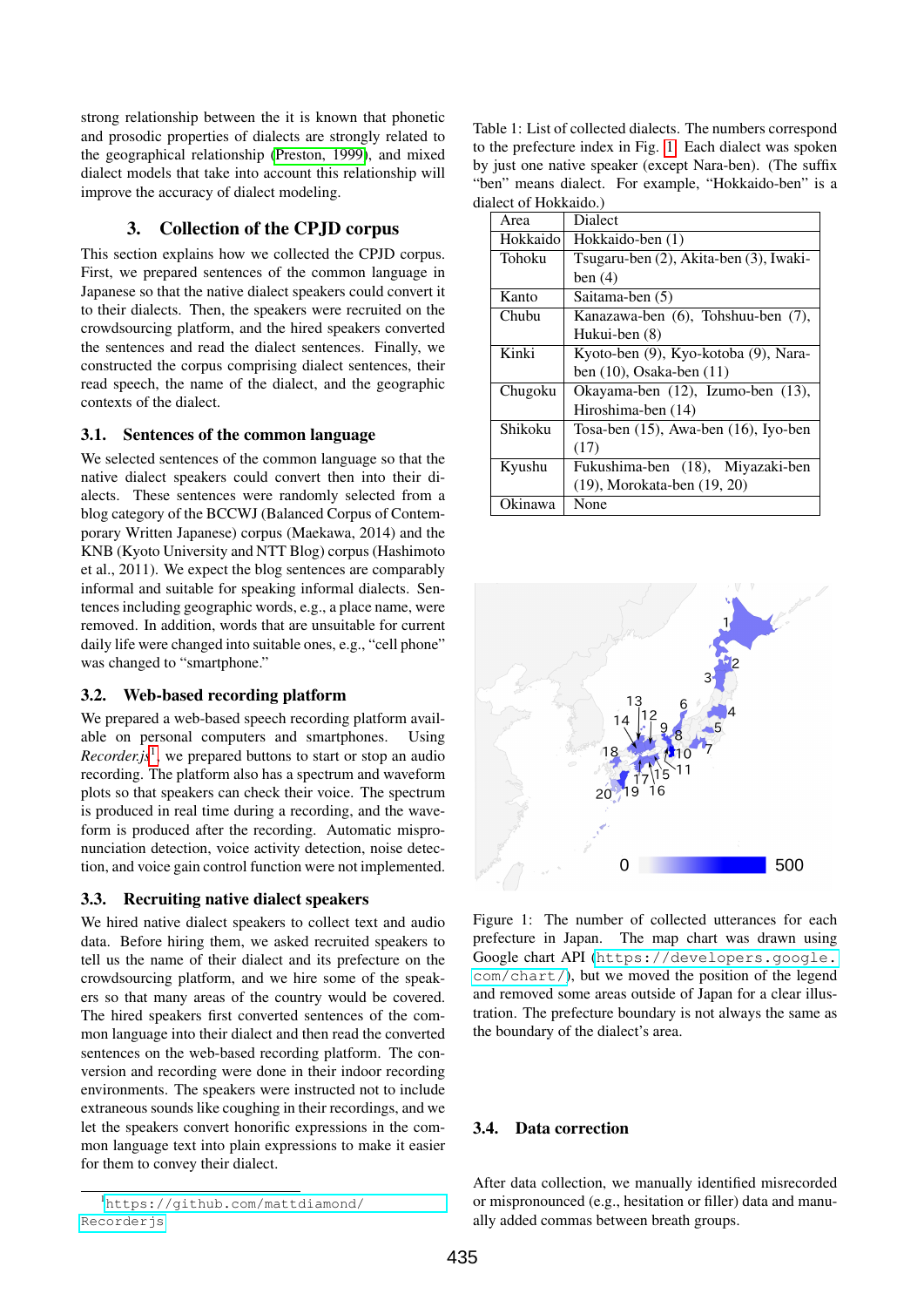strong relationship between the it is known that phonetic and prosodic properties of dialects are strongly related to the geographical relationship (Preston, 1999), and mixed dialect models that take into account this relationship will improve the accuracy of dialect modeling.

## 3. Collection of the CPJD corpus

This section explains how we collected the CPJD corpus. First, we prepared sentences of the common language in Japanese so that the native dialect speakers could convert it to their dialects. Then, the speakers were recruited on the crowdsourcing platform, and the hired speakers converted the sentences and read the dialect sentences. Finally, we constructed the corpus comprising dialect sentences, their read speech, the name of the dialect, and the geographic contexts of the dialect.

### 3.1. Sentences of the common language

We selected sentences of the common language so that the native dialect speakers could convert then into their dialects. These sentences were randomly selected from a blog category of the BCCWJ (Balanced Corpus of Contemporary Written Japanese) corpus (Maekawa, 2014) and the KNB (Kyoto University and NTT Blog) corpus (Hashimoto et al., 2011). We expect the blog sentences are comparably informal and suitable for speaking informal dialects. Sentences including geographic words, e.g., a place name, were removed. In addition, words that are unsuitable for current daily life were changed into suitable ones, e.g., "cell phone" was changed to "smartphone."

### 3.2. Web-based recording platform

We prepared a web-based speech recording platform available on personal computers and smartphones. Using *Recorder.js*[1], we prepared buttons to start or stop an audio recording. The platform also has a spectrum and waveform plots so that speakers can check their voice. The spectrum is produced in real time during a recording, and the waveform is produced after the recording. Automatic mispronunciation detection, voice activity detection, noise detection, and voice gain control function were not implemented.

### 3.3. Recruiting native dialect speakers

We hired native dialect speakers to collect text and audio data. Before hiring them, we asked recruited speakers to tell us the name of their dialect and its prefecture in the crowdsourcing platform, and we hire some of the speakers so that many areas of the country would be covered. The hired speakers first converted sentences of the common language into their dialect and then read the converted sentences on the web-based recording platform. The conversion and recording were done in their indoor recording environments. The speakers were instructed not to include extraneous sounds like coughing in their recordings, and we let the speakers convert honorific expressions in the common language text into plain expressions to make it easier for them to convey their dialect.

[1] https://github.com/mattdiamond/Recorderjs

Table 1: List of collected dialects. The numbers correspond to the prefecture index in Fig. 1. Each dialect was spoken by just one native speaker (except Nara-ben). (The suffix "ben" means dialect. For example, "Hokkaido-ben" is a dialect of Hokkaido.)

| Area | Dialect |
|---|---|
| Hokkaido | Hokkaido-ben (1) |
| Tohoku | Tsugaru-ben (2), Akita-ben (3), Iwaki-ben (4) |
| Kanto | Saitama-ben (5) |
| Chubu | Kanazawa-ben (6), Tohshuu-ben (7), Hukui-ben (8) |
| Kinki | Kyoto-ben (9), Kyo-kotoba (9), Nara-ben (10), Osaka-ben (11) |
| Chugoku | Okayama-ben (12), Izumo-ben (13), Hiroshima-ben (14) |
| Shikoku | Tosa-ben (15), Awa-ben (16), Iyo-ben (17) |
| Kyushu | Fukushima-ben (18), Miyazaki-ben (19), Morokata-ben (19, 20) |
| Okinawa | None |

Figure 1: The number of collected utterances for each prefecture in Japan. The map chart was drawn using Google chart API (https://developers.google.com/chart/), but we moved the position of the legend and removed some areas outside of Japan for a clear illustration. The prefecture boundary is not always the same as the boundary of the dialect's area.

### 3.4. Data correction

After data collection, we manually identified misrecorded or mispronounced (e.g., hesitation or filler) data and manually added commas between breath groups.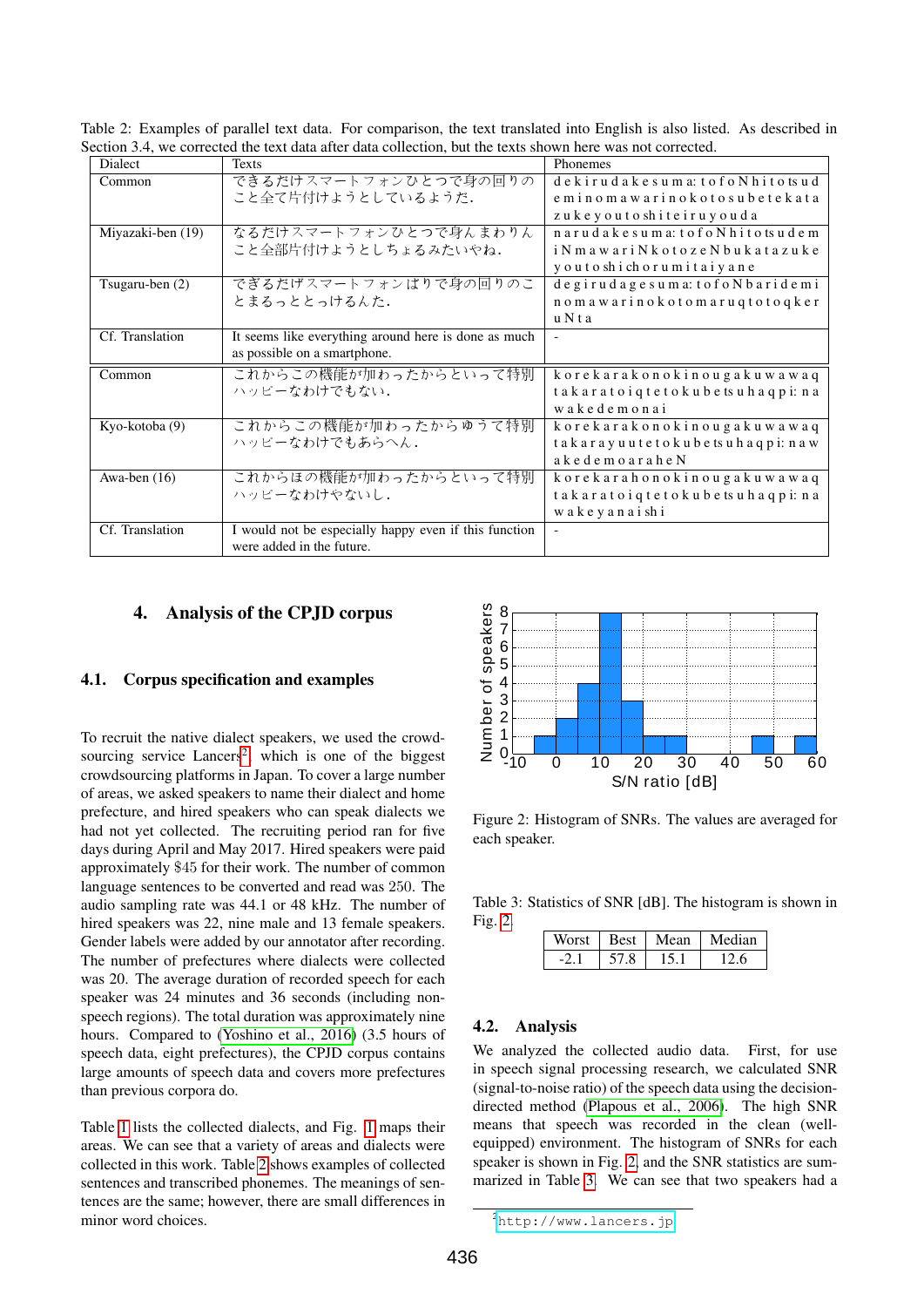Table 2: Examples of parallel text data. For comparison, the text translated into English is also listed. As described in Section 3.4, we corrected the text data after data collection, but the texts shown here was not corrected.

| Dialect | Texts | Phonemes |
|---|---|---|
| Common | できるだけスマートフォンひとつで身の回りのこと全て片付けようとしているようだ. | d e k i r u d a k e s u m a: t o f o N h i t o t s u d e m i n o m a w a r i n o k o t o s u b e t e k a t a z u k e y o u t o sh i t e i r u y o u d a |
| Miyazaki-ben (19) | なるだけスマートフォンひとつで身んまわりんこと全部片付けようとしちょるみたいやね. | n a r u d a k e s u m a: t o f o N h i t o t s u d e m i N m a w a r i N k o t o z e N b u k a t a z u k e y o u t o sh i ch o r u m i t a i y a n e |
| Tsugaru-ben (2) | できるだげスマートフォンばりで身の回りのことまるっととっけるんた. | d e g i r u d a g e s u m a: t o f o N b a r i d e m i n o m a w a r i n o k o t o m a r u q t o t o q k e r u N t a |
| Cf. Translation | It seems like everything around here is done as much as possible on a smartphone. | - |
| Common | これからこの機能が加わったからといって特別ハッピーなわけでもない. | k o r e k a r a k o n o k i n o u g a k u w a w a q t a k a r a t o i q t e t o k u b e t s u h a q p i: n a w a k e d e m o n a i |
| Kyo-kotoba (9) | これからこの機能が加わったからゆうて特別ハッピーなわけでもあらへん. | k o r e k a r a k o n o k i n o u g a k u w a w a q t a k a r a y u u t e t o k u b e t s u h a q p i: n a w a k e d e m o a r a h e N |
| Awa-ben (16) | これからほの機能が加わったからといって特別ハッピーなわけやないし. | k o r e k a r a h o n o k i n o u g a k u w a w a q t a k a r a t o i q t e t o k u b e t s u h a q p i: n a w a k e y a n a i sh i |
| Cf. Translation | I would not be especially happy even if this function were added in the future. | - |

## 4. Analysis of the CPJD corpus

### 4.1. Corpus specification and examples

To recruit the native dialect speakers, we used the crowd-sourcing service Lancers[2], which is one of the biggest crowdsourcing platforms in Japan. To cover a large number of areas, we asked speakers to name their dialect and home prefecture, and hired speakers who can speak dialects we had not yet collected. The recruiting period ran for five days during April and May 2017. Hired speakers were paid approximately $45 for their work. The number of common language sentences to be converted and read was 250. The audio sampling rate was 44.1 or 48 kHz. The number of hired speakers was 22, nine male and 13 female speakers. Gender labels were added by our annotator after recording. The number of prefectures where dialects were collected was 20. The average duration of recorded speech for each speaker was 24 minutes and 36 seconds (including non-speech regions). The total duration was approximately nine hours. Compared to (Yoshino et al., 2016) (3.5 hours of speech data, eight prefectures), the CPJD corpus contains large amounts of speech data and covers more prefectures than previous corpora do.

Table 1 lists the collected dialects, and Fig. 1 maps their areas. We can see that a variety of areas and dialects were collected in this work. Table 2 shows examples of collected sentences and transcribed phonemes. The meanings of sentences are the same; however, there are small differences in minor word choices.

Figure 2: Histogram of SNRs. The values are averaged for each speaker.

Table 3: Statistics of SNR [dB]. The histogram is shown in Fig. 2.

| Worst | Best | Mean | Median |
|---|---|---|---|
| -2.1 | 57.8 | 15.1 | 12.6 |

### 4.2. Analysis

We analyzed the collected audio data. First, for use in speech signal processing research, we calculated SNR (signal-to-noise ratio) of the speech data using the decision-directed method (Plapous et al., 2006). The high SNR means that speech was recorded in the clean (well-equipped) environment. The histogram of SNRs for each speaker is shown in Fig. 2, and the SNR statistics are summarized in Table 3. We can see that two speakers had a

[2] http://www.lancers.jp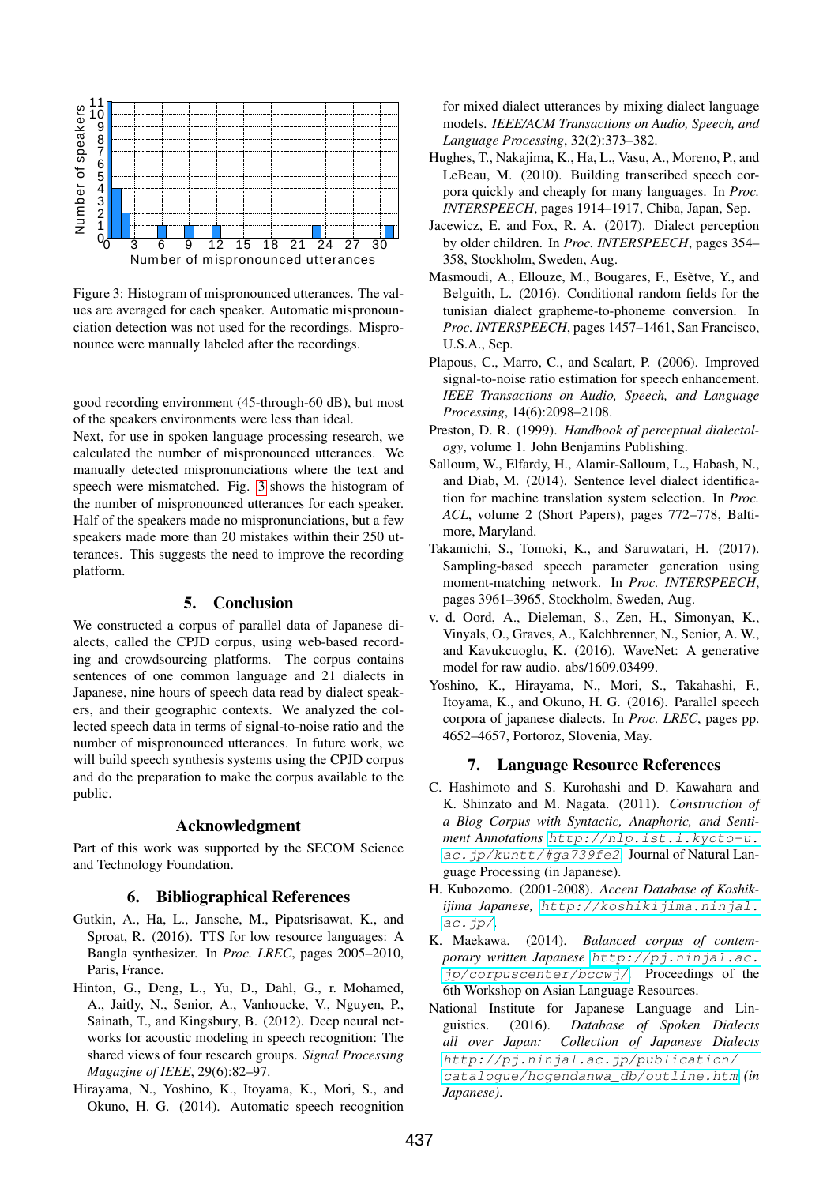Number of speakers

11
10
9
8
7
6
5
4
3
2
1
0

0 3 6 9 12 15 18 21 24 27 30

Number of mispronounced utterances

Figure 3: Histogram of mispronounced utterances. The values are averaged for each speaker. Automatic mispronounciation detection was not used for the recordings. Mispronounce were manually labeled after the recordings.

good recording environment (45-through-60 dB), but most of the speakers environments were less than ideal.

Next, for use in spoken language processing research, we calculated the number of mispronounced utterances. We manually detected mispronunciations where the text and speech were mismatched. Fig. 3 shows the histogram of the number of mispronounced utterances for each speaker. Half of the speakers made no mispronunciations, but a few speakers made more than 20 mistakes within their 250 utterances. This suggests the need to improve the recording platform.

## 5. Conclusion

We constructed a corpus of parallel data of Japanese dialects, called the CPJD corpus, using web-based recording and crowdsourcing platforms. The corpus contains sentences of one common language and 21 dialects in Japanese, nine hours of speech data read by dialect speakers, and their geographic contexts. We analyzed the collected speech data in terms of signal-to-noise ratio and the number of mispronounced utterances. In future work, we will build speech synthesis systems using the CPJD corpus and do the preparation to make the corpus available to the public.

## Acknowledgment

Part of this work was supported by the SECOM Science and Technology Foundation.

## 6. Bibliographical References

Gutkin, A., Ha, L., Jansche, M., Pipatsrisawat, K., and Sproat, R. (2016). TTS for low resource languages: A Bangla synthesizer. In *Proc. LREC*, pages 2005–2010, Paris, France.

Hinton, G., Deng, L., Yu, D., Dahl, G., r. Mohamed, A., Jaitly, N., Senior, A., Vanhoucke, V., Nguyen, P., Sainath, T., and Kingsbury, B. (2012). Deep neural networks for acoustic modeling in speech recognition: The shared views of four research groups. *Signal Processing Magazine of IEEE*, 29(6):82–97.

Hirayama, N., Yoshino, K., Itoyama, K., Mori, S., and Okuno, H. G. (2014). Automatic speech recognition for mixed dialect utterances by mixing dialect language models. *IEEE/ACM Transactions on Audio, Speech, and Language Processing*, 32(2):373–382.

Hughes, T., Nakajima, K., Ha, L., Vasu, A., Moreno, P., and LeBeau, M. (2010). Building transcribed speech corpora quickly and cheaply for many languages. In *Proc. INTERSPEECH*, pages 1914–1917, Chiba, Japan, Sep.

Jacewicz, E. and Fox, R. A. (2017). Dialect perception by older children. In *Proc. INTERSPEECH*, pages 354–358, Stockholm, Sweden, Aug.

Masmoudi, A., Ellouze, M., Bougares, F., Esètve, Y., and Belguith, L. (2016). Conditional random fields for the tunisian dialect grapheme-to-phoneme conversion. In *Proc. INTERSPEECH*, pages 1457–1461, San Francisco, U.S.A., Sep.

Plapous, C., Marro, C., and Scalart, P. (2006). Improved signal-to-noise ratio estimation for speech enhancement. *IEEE Transactions on Audio, Speech, and Language Processing*, 14(6):2098–2108.

Preston, D. R. (1999). *Handbook of perceptual dialectology*, volume 1. John Benjamins Publishing.

Salloum, W., Elfardy, H., Alamir-Salloum, L., Habash, N., and Diab, M. (2014). Sentence level dialect identification for machine translation system selection. In *Proc. ACL*, volume 2 (Short Papers), pages 772–778, Baltimore, Maryland.

Takamichi, S., Tomoki, K., and Saruwatari, H. (2017). Sampling-based speech parameter generation using moment-matching network. In *Proc. INTERSPEECH*, pages 3961–3965, Stockholm, Sweden, Aug.

v. d. Oord, A., Dieleman, S., Zen, H., Simonyan, K., Vinyals, O., Graves, A., Kalchbrenner, N., Senior, A. W., and Kavukcuoglu, K. (2016). WaveNet: A generative model for raw audio. abs/1609.03499.

Yoshino, K., Hirayama, N., Mori, S., Takahashi, F., Itoyama, K., and Okuno, H. G. (2016). Parallel speech corpora of japanese dialects. In *Proc. LREC*, pages pp. 4652–4657, Portoroz, Slovenia, May.

## 7. Language Resource References

C. Hashimoto and S. Kurohashi and D. Kawahara and K. Shinzato and M. Nagata. (2011). *Construction of a Blog Corpus with Syntactic, Anaphoric, and Sentiment Annotations* http://nlp.ist.i.kyoto-u.ac.jp/kuntt/#ga739fe2. Journal of Natural Language Processing (in Japanese).

H. Kubozomo. (2001-2008). *Accent Database of Koshikijima Japanese,* http://koshikijima.ninjal.ac.jp/.

K. Maekawa. (2014). *Balanced corpus of contemporary written Japanese* http://pj.ninjal.ac.jp/corpuscenter/bccwj/. Proceedings of the 6th Workshop on Asian Language Resources.

National Institute for Japanese Language and Linguistics. (2016). *Database of Spoken Dialects all over Japan: Collection of Japanese Dialects* http://pj.ninjal.ac.jp/publication/catalogue/hogendanwa_db/outline.htm *(in Japanese)*.